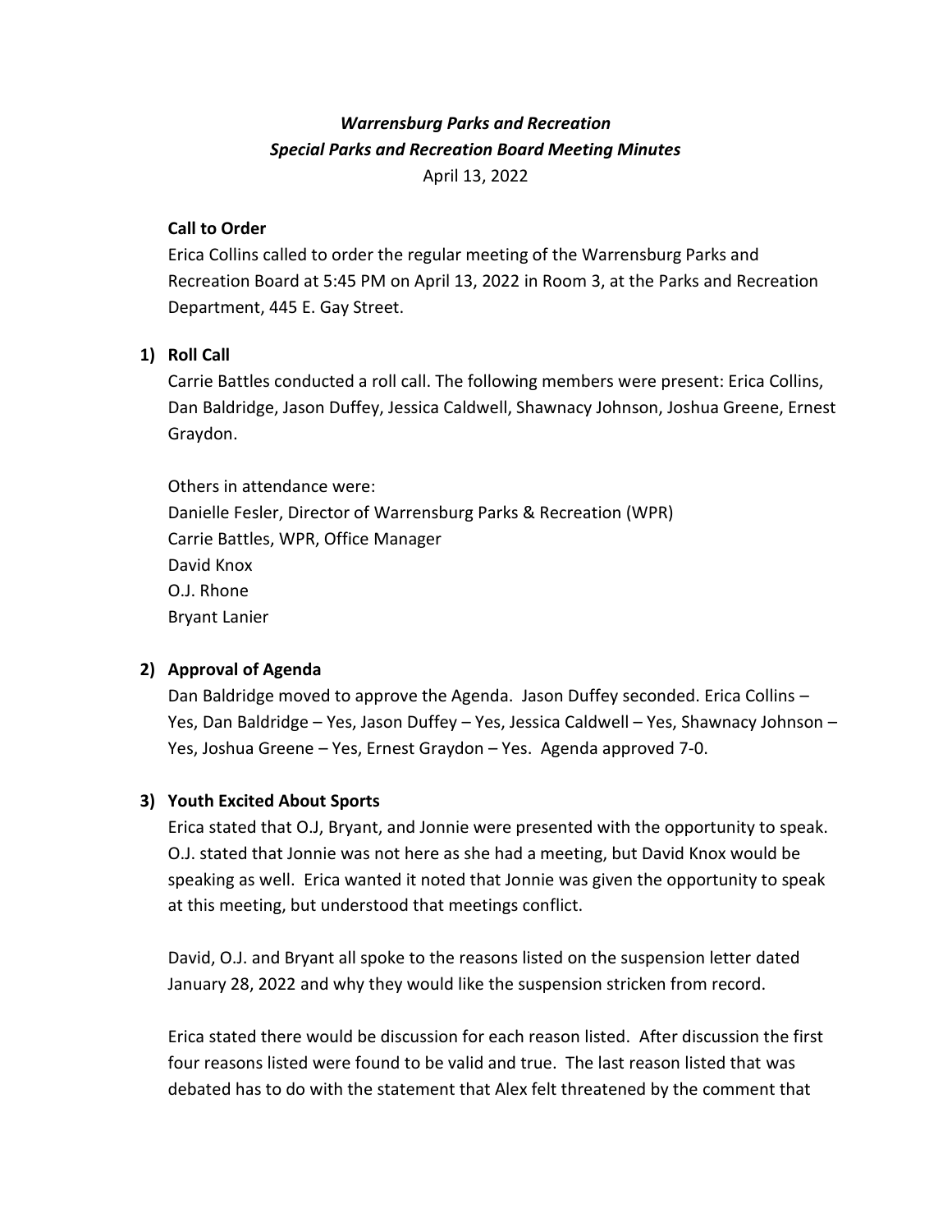***Warrensburg Parks and Recreation***

***Special Parks and Recreation Board Meeting Minutes***

April 13, 2022

**Call to Order**

Erica Collins called to order the regular meeting of the Warrensburg Parks and Recreation Board at 5:45 PM on April 13, 2022 in Room 3, at the Parks and Recreation Department, 445 E. Gay Street.

**1) Roll Call**

Carrie Battles conducted a roll call. The following members were present: Erica Collins, Dan Baldridge, Jason Duffey, Jessica Caldwell, Shawnacy Johnson, Joshua Greene, Ernest Graydon.

Others in attendance were:
Danielle Fesler, Director of Warrensburg Parks & Recreation (WPR)
Carrie Battles, WPR, Office Manager
David Knox
O.J. Rhone
Bryant Lanier

**2) Approval of Agenda**

Dan Baldridge moved to approve the Agenda. Jason Duffey seconded. Erica Collins – Yes, Dan Baldridge – Yes, Jason Duffey – Yes, Jessica Caldwell – Yes, Shawnacy Johnson – Yes, Joshua Greene – Yes, Ernest Graydon – Yes. Agenda approved 7-0.

**3) Youth Excited About Sports**

Erica stated that O.J, Bryant, and Jonnie were presented with the opportunity to speak. O.J. stated that Jonnie was not here as she had a meeting, but David Knox would be speaking as well. Erica wanted it noted that Jonnie was given the opportunity to speak at this meeting, but understood that meetings conflict.

David, O.J. and Bryant all spoke to the reasons listed on the suspension letter dated January 28, 2022 and why they would like the suspension stricken from record.

Erica stated there would be discussion for each reason listed. After discussion the first four reasons listed were found to be valid and true. The last reason listed that was debated has to do with the statement that Alex felt threatened by the comment that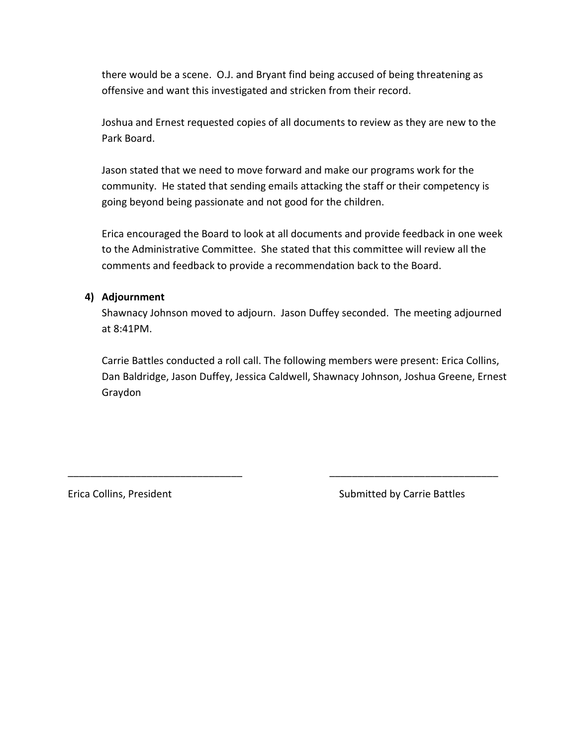there would be a scene. O.J. and Bryant find being accused of being threatening as offensive and want this investigated and stricken from their record.

Joshua and Ernest requested copies of all documents to review as they are new to the Park Board.

Jason stated that we need to move forward and make our programs work for the community. He stated that sending emails attacking the staff or their competency is going beyond being passionate and not good for the children.

Erica encouraged the Board to look at all documents and provide feedback in one week to the Administrative Committee. She stated that this committee will review all the comments and feedback to provide a recommendation back to the Board.

**4) Adjournment**

Shawnacy Johnson moved to adjourn. Jason Duffey seconded. The meeting adjourned at 8:41PM.

Carrie Battles conducted a roll call. The following members were present: Erica Collins, Dan Baldridge, Jason Duffey, Jessica Caldwell, Shawnacy Johnson, Joshua Greene, Ernest Graydon

_______________________________ _______________________________

Erica Collins, President Submitted by Carrie Battles